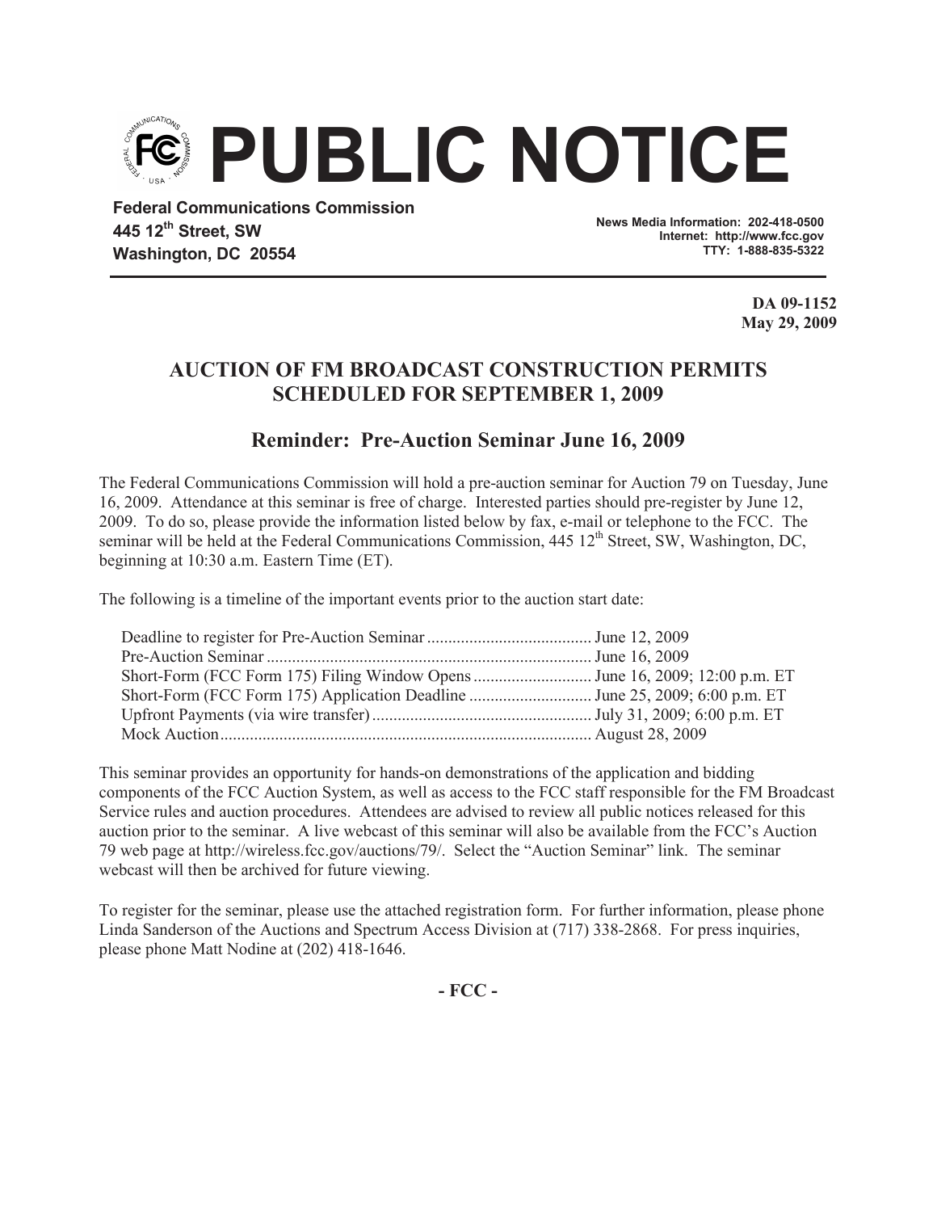# PUBLIC NOTICE

**Federal Communications Commission**
**445 12th Street, SW**
**Washington, DC 20554**

**News Media Information: 202-418-0500**
**Internet: http://www.fcc.gov**
**TTY: 1-888-835-5322**

**DA 09-1152**
**May 29, 2009**

## AUCTION OF FM BROADCAST CONSTRUCTION PERMITS SCHEDULED FOR SEPTEMBER 1, 2009

### Reminder: Pre-Auction Seminar June 16, 2009

The Federal Communications Commission will hold a pre-auction seminar for Auction 79 on Tuesday, June 16, 2009. Attendance at this seminar is free of charge. Interested parties should pre-register by June 12, 2009. To do so, please provide the information listed below by fax, e-mail or telephone to the FCC. The seminar will be held at the Federal Communications Commission, 445 12th Street, SW, Washington, DC, beginning at 10:30 a.m. Eastern Time (ET).

The following is a timeline of the important events prior to the auction start date:

| Event | Date |
|---|---|
| Deadline to register for Pre-Auction Seminar | June 12, 2009 |
| Pre-Auction Seminar | June 16, 2009 |
| Short-Form (FCC Form 175) Filing Window Opens | June 16, 2009; 12:00 p.m. ET |
| Short-Form (FCC Form 175) Application Deadline | June 25, 2009; 6:00 p.m. ET |
| Upfront Payments (via wire transfer) | July 31, 2009; 6:00 p.m. ET |
| Mock Auction | August 28, 2009 |

This seminar provides an opportunity for hands-on demonstrations of the application and bidding components of the FCC Auction System, as well as access to the FCC staff responsible for the FM Broadcast Service rules and auction procedures. Attendees are advised to review all public notices released for this auction prior to the seminar. A live webcast of this seminar will also be available from the FCC's Auction 79 web page at http://wireless.fcc.gov/auctions/79/. Select the "Auction Seminar" link. The seminar webcast will then be archived for future viewing.

To register for the seminar, please use the attached registration form. For further information, please phone Linda Sanderson of the Auctions and Spectrum Access Division at (717) 338-2868. For press inquiries, please phone Matt Nodine at (202) 418-1646.

**- FCC -**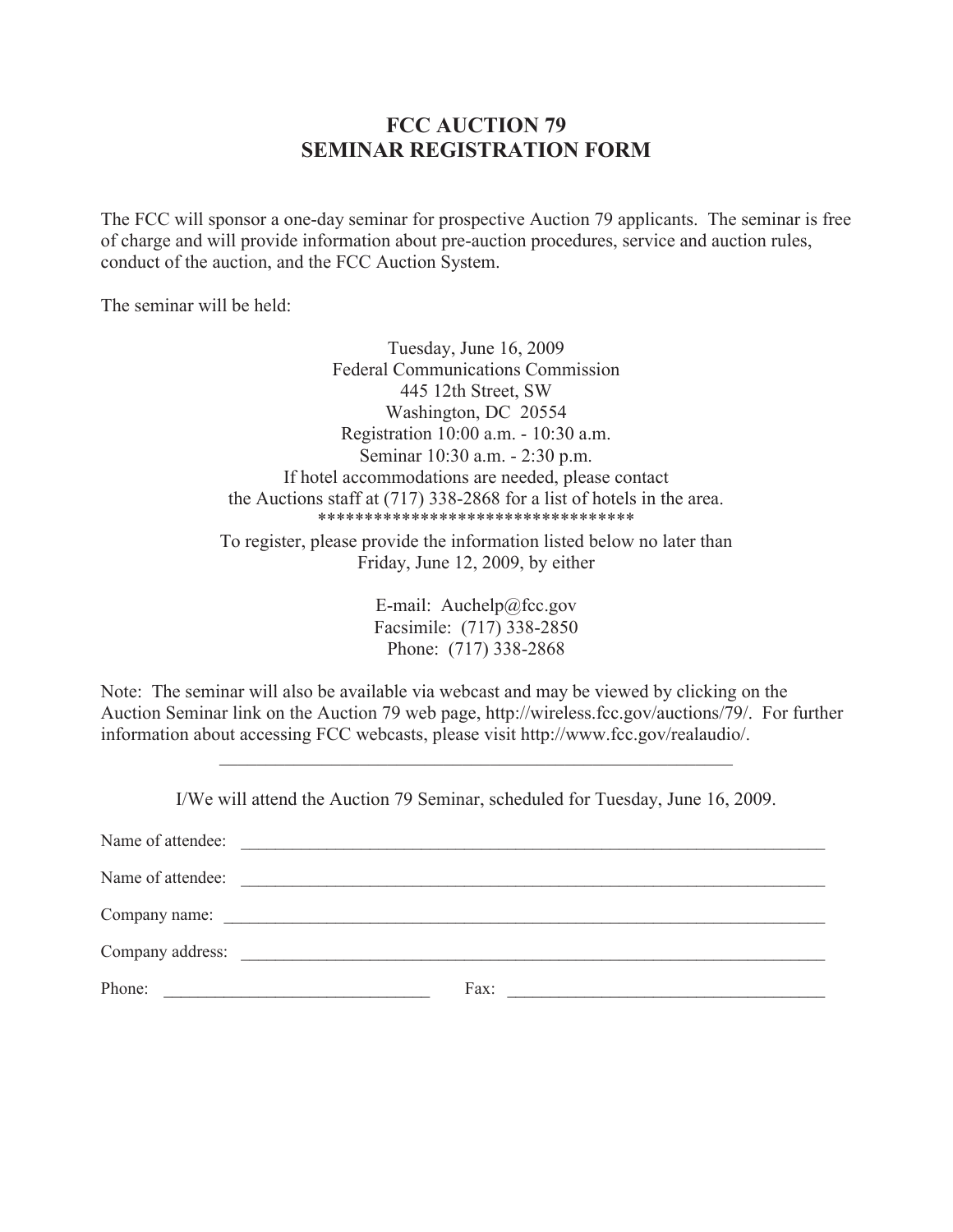# FCC AUCTION 79
# SEMINAR REGISTRATION FORM

The FCC will sponsor a one-day seminar for prospective Auction 79 applicants. The seminar is free of charge and will provide information about pre-auction procedures, service and auction rules, conduct of the auction, and the FCC Auction System.

The seminar will be held:

Tuesday, June 16, 2009
Federal Communications Commission
445 12th Street, SW
Washington, DC 20554
Registration 10:00 a.m. - 10:30 a.m.
Seminar 10:30 a.m. - 2:30 p.m.
If hotel accommodations are needed, please contact
the Auctions staff at (717) 338-2868 for a list of hotels in the area.

**********************************

To register, please provide the information listed below no later than
Friday, June 12, 2009, by either

E-mail: Auchelp@fcc.gov
Facsimile: (717) 338-2850
Phone: (717) 338-2868

Note: The seminar will also be available via webcast and may be viewed by clicking on the Auction Seminar link on the Auction 79 web page, http://wireless.fcc.gov/auctions/79/. For further information about accessing FCC webcasts, please visit http://www.fcc.gov/realaudio/.

---

I/We will attend the Auction 79 Seminar, scheduled for Tuesday, June 16, 2009.

Name of attendee: ____________________________________________

Name of attendee: ____________________________________________

Company name: ____________________________________________

Company address: ____________________________________________

Phone: ______________________ Fax: ______________________